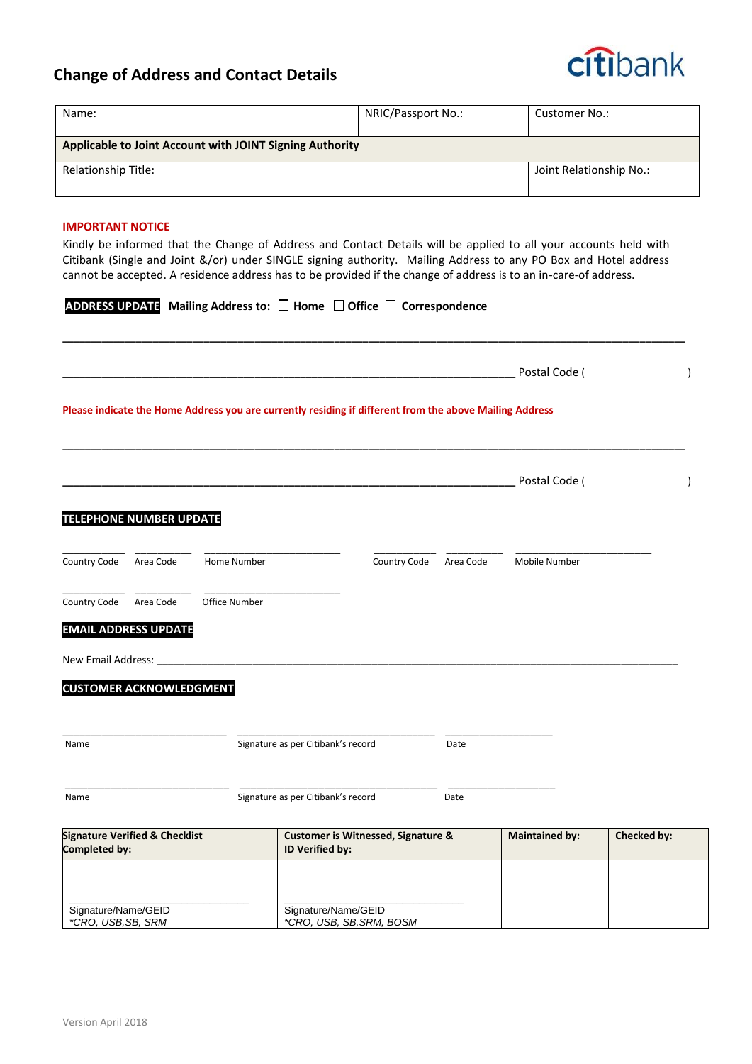# Change of Address and Contact Details

citibank

| Name: | NRIC/Passport No.: | Customer No.: |
|---|---|---|
| **Applicable to Joint Account with JOINT Signing Authority** | | |
| Relationship Title: | | Joint Relationship No.: |

**IMPORTANT NOTICE**

Kindly be informed that the Change of Address and Contact Details will be applied to all your accounts held with Citibank (Single and Joint &/or) under SINGLE signing authority. Mailing Address to any PO Box and Hotel address cannot be accepted. A residence address has to be provided if the change of address is to an in-care-of address.

**ADDRESS UPDATE** **Mailing Address to:** ☐ **Home** ☐ **Office** ☐ **Correspondence**

______________________________________________________________________________

_________________________________________________________________ Postal Code (                    )

**Please indicate the Home Address you are currently residing if different from the above Mailing Address**

______________________________________________________________________________

_________________________________________________________________ Postal Code (                    )

**TELEPHONE NUMBER UPDATE**

| ________ | ________ | ____________________ | ________ | ________ | ____________________ |
|---|---|---|---|---|---|
| Country Code | Area Code | Home Number | Country Code | Area Code | Mobile Number |

| ________ | ________ | ____________________ |
|---|---|---|
| Country Code | Area Code | Office Number |

**EMAIL ADDRESS UPDATE**

New Email Address: ____________________________________________________________

**CUSTOMER ACKNOWLEDGMENT**

| ________________________ | ____________________________ | ________________ |
|---|---|---|
| Name | Signature as per Citibank's record | Date |

| ________________________ | ____________________________ | ________________ |
|---|---|---|
| Name | Signature as per Citibank's record | Date |

| Signature Verified & Checklist Completed by: | Customer is Witnessed, Signature & ID Verified by: | Maintained by: | Checked by: |
|---|---|---|---|
| ________________________<br>Signature/Name/GEID<br>*\*CRO, USB,SB, SRM* | ________________________<br>Signature/Name/GEID<br>*\*CRO, USB, SB,SRM, BOSM* | | |

Version April 2018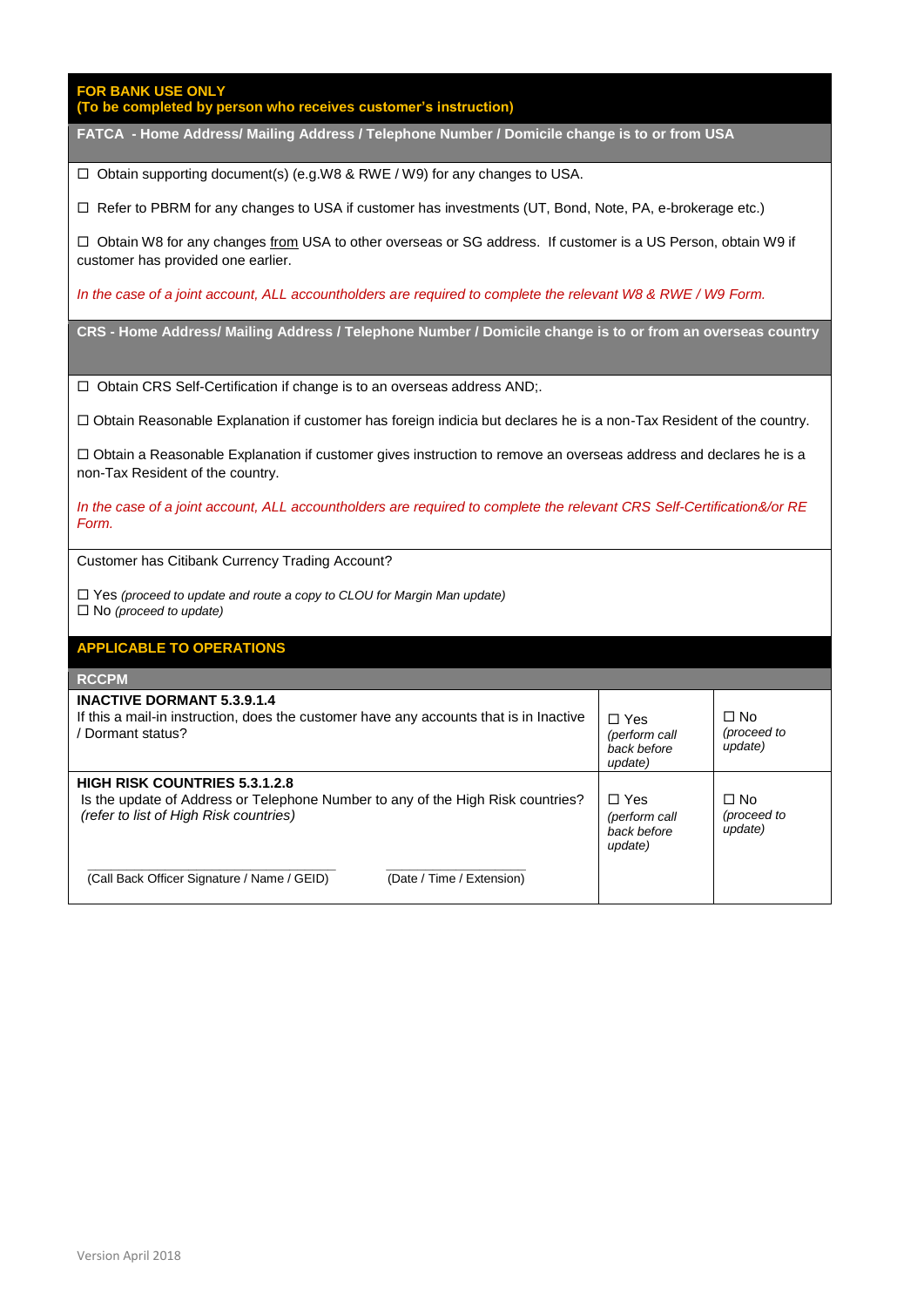**FOR BANK USE ONLY**
**(To be completed by person who receives customer's instruction)**

**FATCA - Home Address/ Mailing Address / Telephone Number / Domicile change is to or from USA**

☐ Obtain supporting document(s) (e.g.W8 & RWE / W9) for any changes to USA.

☐ Refer to PBRM for any changes to USA if customer has investments (UT, Bond, Note, PA, e-brokerage etc.)

☐ Obtain W8 for any changes from USA to other overseas or SG address. If customer is a US Person, obtain W9 if customer has provided one earlier.

*In the case of a joint account, ALL accountholders are required to complete the relevant W8 & RWE / W9 Form.*

**CRS - Home Address/ Mailing Address / Telephone Number / Domicile change is to or from an overseas country**

☐ Obtain CRS Self-Certification if change is to an overseas address AND;.

☐ Obtain Reasonable Explanation if customer has foreign indicia but declares he is a non-Tax Resident of the country.

☐ Obtain a Reasonable Explanation if customer gives instruction to remove an overseas address and declares he is a non-Tax Resident of the country.

*In the case of a joint account, ALL accountholders are required to complete the relevant CRS Self-Certification&/or RE Form.*

Customer has Citibank Currency Trading Account?

☐ Yes *(proceed to update and route a copy to CLOU for Margin Man update)*
☐ No *(proceed to update)*

**APPLICABLE TO OPERATIONS**

**RCCPM**

| | | |
|---|---|---|
| **INACTIVE DORMANT 5.3.9.1.4**<br>If this a mail-in instruction, does the customer have any accounts that is in Inactive / Dormant status? | ☐ Yes *(perform call back before update)* | ☐ No *(proceed to update)* |
| **HIGH RISK COUNTRIES 5.3.1.2.8**<br>Is the update of Address or Telephone Number to any of the High Risk countries? *(refer to list of High Risk countries)*<br><br>\_\_\_\_\_\_\_\_\_\_\_\_\_\_\_\_\_\_\_\_\_\_\_\_ \_\_\_\_\_\_\_\_\_\_\_\_\_\_\_\_\_\_\_\_<br>(Call Back Officer Signature / Name / GEID) (Date / Time / Extension) | ☐ Yes *(perform call back before update)* | ☐ No *(proceed to update)* |

Version April 2018